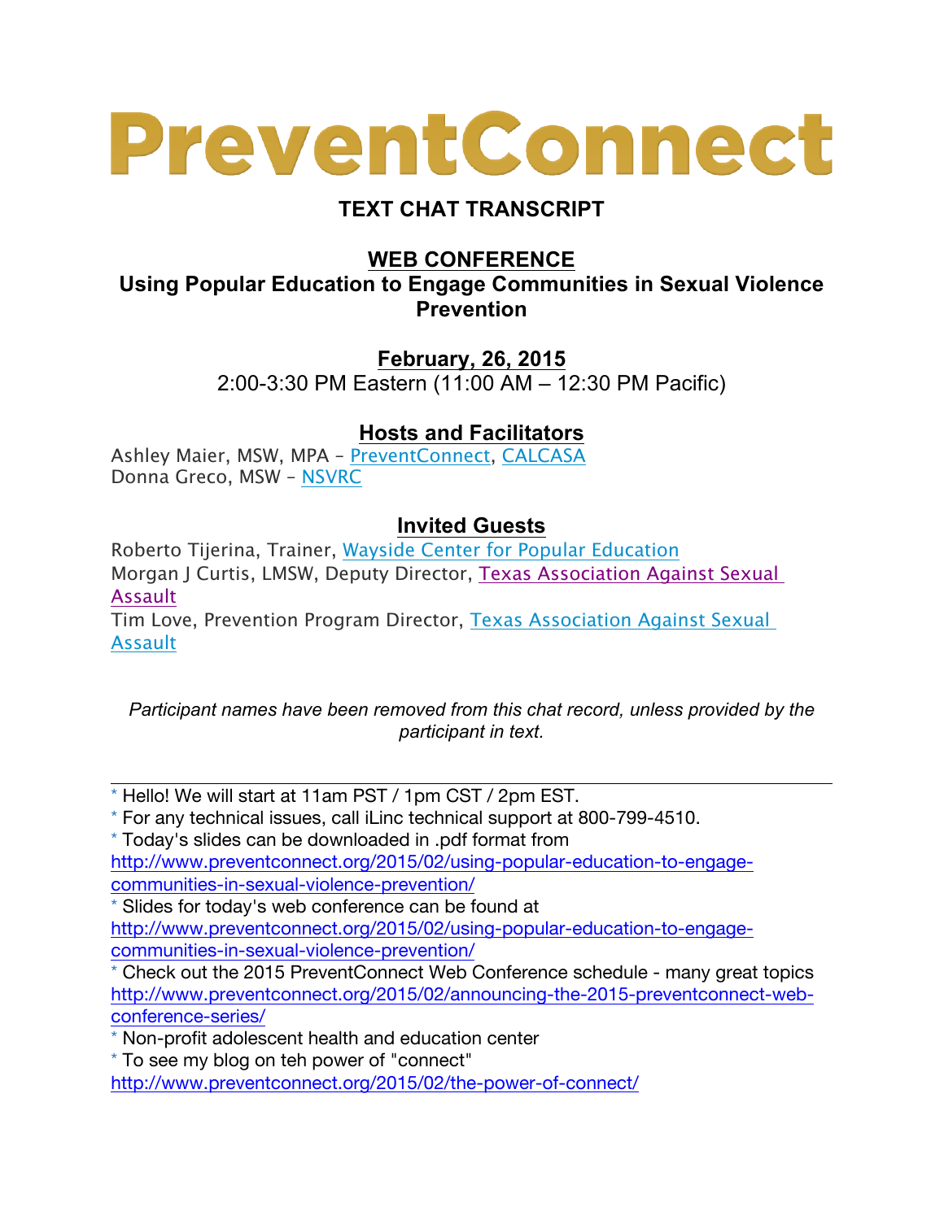# PreventConnect

## TEXT CHAT TRANSCRIPT

## WEB CONFERENCE
## Using Popular Education to Engage Communities in Sexual Violence Prevention

**February, 26, 2015**
2:00-3:30 PM Eastern (11:00 AM – 12:30 PM Pacific)

### Hosts and Facilitators

Ashley Maier, MSW, MPA – PreventConnect, CALCASA
Donna Greco, MSW – NSVRC

### Invited Guests

Roberto Tijerina, Trainer, Wayside Center for Popular Education
Morgan J Curtis, LMSW, Deputy Director, Texas Association Against Sexual Assault
Tim Love, Prevention Program Director, Texas Association Against Sexual Assault

*Participant names have been removed from this chat record, unless provided by the participant in text.*

---

* Hello! We will start at 11am PST / 1pm CST / 2pm EST.
* For any technical issues, call iLinc technical support at 800-799-4510.
* Today's slides can be downloaded in .pdf format from http://www.preventconnect.org/2015/02/using-popular-education-to-engage-communities-in-sexual-violence-prevention/
* Slides for today's web conference can be found at http://www.preventconnect.org/2015/02/using-popular-education-to-engage-communities-in-sexual-violence-prevention/
* Check out the 2015 PreventConnect Web Conference schedule - many great topics http://www.preventconnect.org/2015/02/announcing-the-2015-preventconnect-web-conference-series/
* Non-profit adolescent health and education center
* To see my blog on teh power of "connect" http://www.preventconnect.org/2015/02/the-power-of-connect/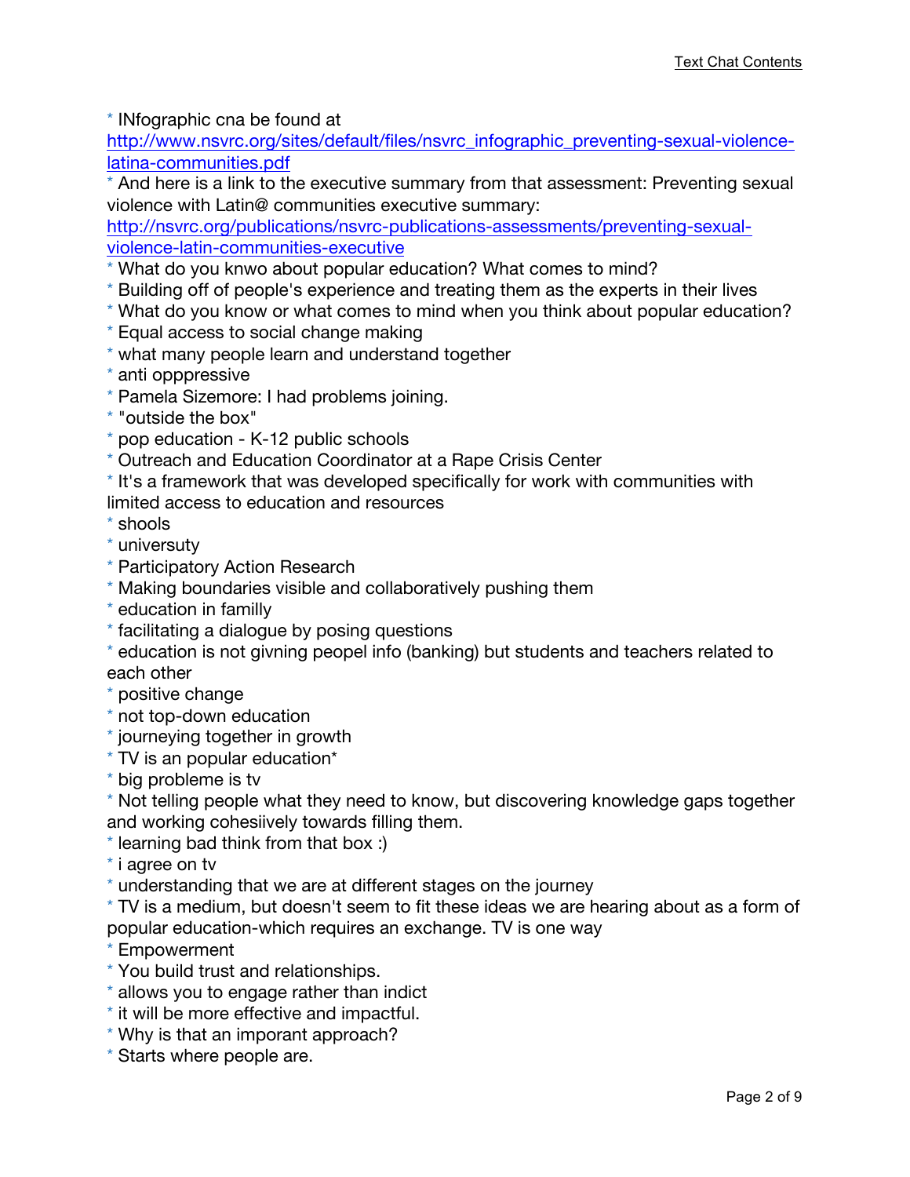* INfographic cna be found at http://www.nsvrc.org/sites/default/files/nsvrc_infographic_preventing-sexual-violence-latina-communities.pdf
* And here is a link to the executive summary from that assessment: Preventing sexual violence with Latin@ communities executive summary: http://nsvrc.org/publications/nsvrc-publications-assessments/preventing-sexual-violence-latin-communities-executive
* What do you knwo about popular education? What comes to mind?
* Building off of people's experience and treating them as the experts in their lives
* What do you know or what comes to mind when you think about popular education?
* Equal access to social change making
* what many people learn and understand together
* anti oppppressive
* Pamela Sizemore: I had problems joining.
* "outside the box"
* pop education - K-12 public schools
* Outreach and Education Coordinator at a Rape Crisis Center
* It's a framework that was developed specifically for work with communities with limited access to education and resources
* shools
* universuty
* Participatory Action Research
* Making boundaries visible and collaboratively pushing them
* education in familly
* facilitating a dialogue by posing questions
* education is not givning peopel info (banking) but students and teachers related to each other
* positive change
* not top-down education
* journeying together in growth
* TV is an popular education*
* big probleme is tv
* Not telling people what they need to know, but discovering knowledge gaps together and working cohesiively towards filling them.
* learning bad think from that box :)
* i agree on tv
* understanding that we are at different stages on the journey
* TV is a medium, but doesn't seem to fit these ideas we are hearing about as a form of popular education-which requires an exchange. TV is one way
* Empowerment
* You build trust and relationships.
* allows you to engage rather than indict
* it will be more effective and impactful.
* Why is that an imporant approach?
* Starts where people are.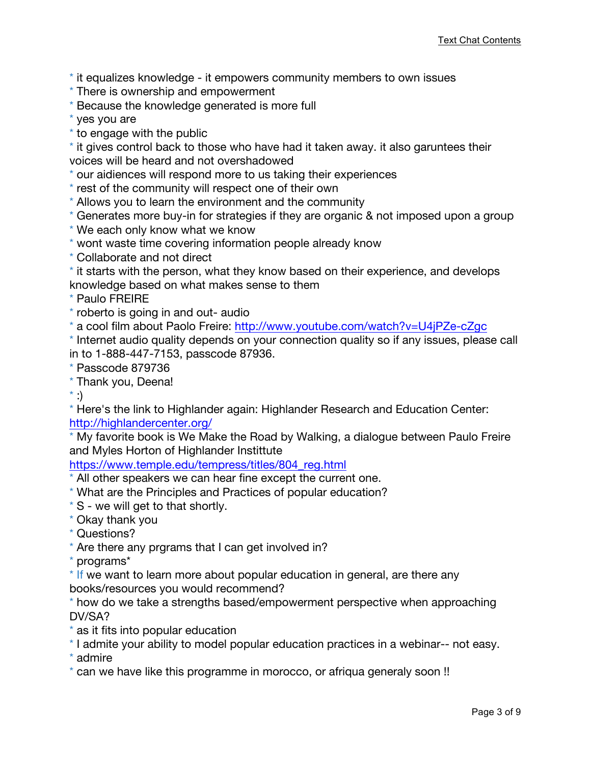* it equalizes knowledge - it empowers community members to own issues
* There is ownership and empowerment
* Because the knowledge generated is more full
* yes you are
* to engage with the public
* it gives control back to those who have had it taken away. it also garuntees their voices will be heard and not overshadowed
* our aidiences will respond more to us taking their experiences
* rest of the community will respect one of their own
* Allows you to learn the environment and the community
* Generates more buy-in for strategies if they are organic & not imposed upon a group
* We each only know what we know
* wont waste time covering information people already know
* Collaborate and not direct
* it starts with the person, what they know based on their experience, and develops knowledge based on what makes sense to them
* Paulo FREIRE
* roberto is going in and out- audio
* a cool film about Paolo Freire: http://www.youtube.com/watch?v=U4jPZe-cZgc
* Internet audio quality depends on your connection quality so if any issues, please call in to 1-888-447-7153, passcode 87936.
* Passcode 879736
* Thank you, Deena!
* :)
* Here's the link to Highlander again: Highlander Research and Education Center: http://highlandercenter.org/
* My favorite book is We Make the Road by Walking, a dialogue between Paulo Freire and Myles Horton of Highlander Instittute https://www.temple.edu/tempress/titles/804_reg.html
* All other speakers we can hear fine except the current one.
* What are the Principles and Practices of popular education?
* S - we will get to that shortly.
* Okay thank you
* Questions?
* Are there any prgrams that I can get involved in?
* programs*
* If we want to learn more about popular education in general, are there any books/resources you would recommend?
* how do we take a strengths based/empowerment perspective when approaching DV/SA?
* as it fits into popular education
* I admite your ability to model popular education practices in a webinar-- not easy.
* admire
* can we have like this programme in morocco, or afriqua generaly soon !!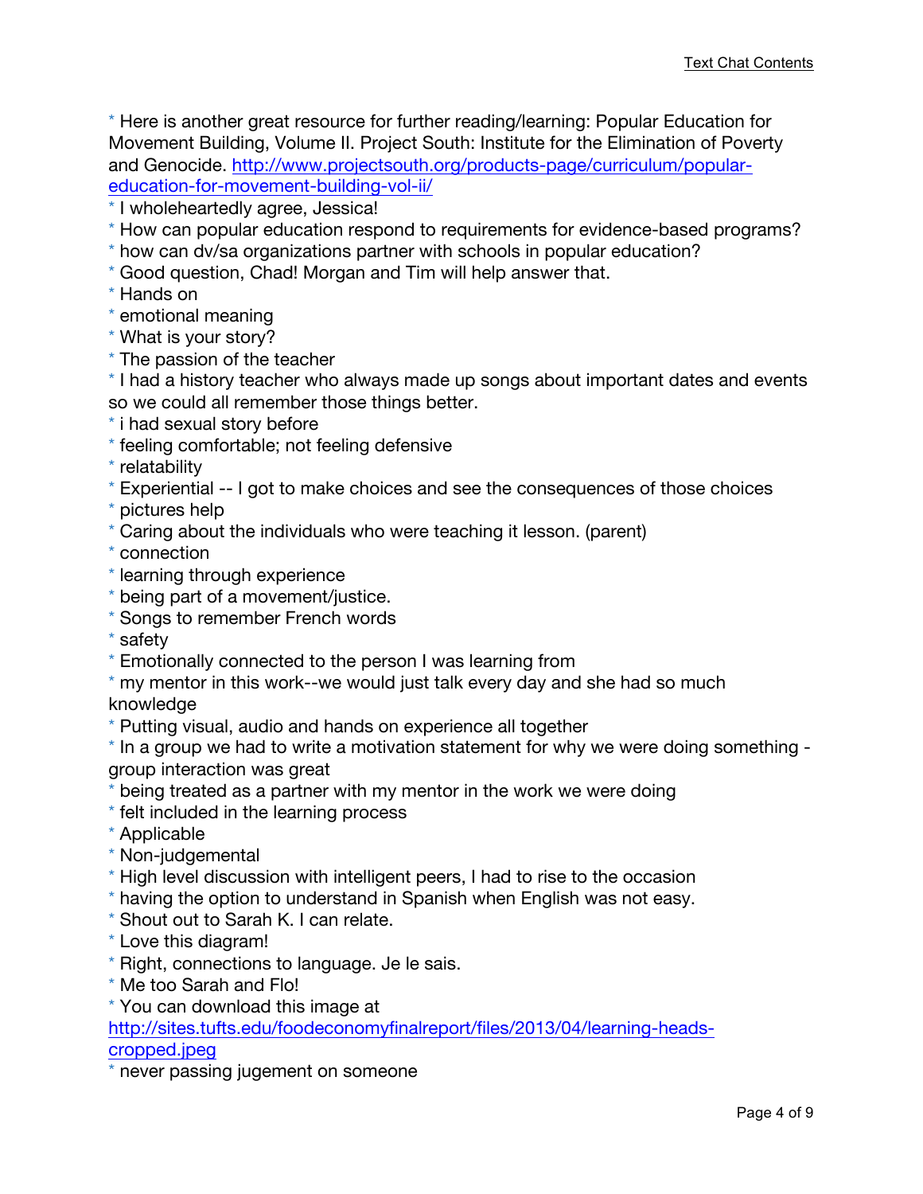* Here is another great resource for further reading/learning: Popular Education for Movement Building, Volume II. Project South: Institute for the Elimination of Poverty and Genocide. [http://www.projectsouth.org/products-page/curriculum/popular-education-for-movement-building-vol-ii/](http://www.projectsouth.org/products-page/curriculum/popular-education-for-movement-building-vol-ii/)
* I wholeheartedly agree, Jessica!
* How can popular education respond to requirements for evidence-based programs?
* how can dv/sa organizations partner with schools in popular education?
* Good question, Chad! Morgan and Tim will help answer that.
* Hands on
* emotional meaning
* What is your story?
* The passion of the teacher
* I had a history teacher who always made up songs about important dates and events so we could all remember those things better.
* i had sexual story before
* feeling comfortable; not feeling defensive
* relatability
* Experiential -- I got to make choices and see the consequences of those choices
* pictures help
* Caring about the individuals who were teaching it lesson. (parent)
* connection
* learning through experience
* being part of a movement/justice.
* Songs to remember French words
* safety
* Emotionally connected to the person I was learning from
* my mentor in this work--we would just talk every day and she had so much knowledge
* Putting visual, audio and hands on experience all together
* In a group we had to write a motivation statement for why we were doing something - group interaction was great
* being treated as a partner with my mentor in the work we were doing
* felt included in the learning process
* Applicable
* Non-judgemental
* High level discussion with intelligent peers, I had to rise to the occasion
* having the option to understand in Spanish when English was not easy.
* Shout out to Sarah K. I can relate.
* Love this diagram!
* Right, connections to language. Je le sais.
* Me too Sarah and Flo!
* You can download this image at [http://sites.tufts.edu/foodeconomyfinalreport/files/2013/04/learning-heads-cropped.jpeg](http://sites.tufts.edu/foodeconomyfinalreport/files/2013/04/learning-heads-cropped.jpeg)
* never passing jugement on someone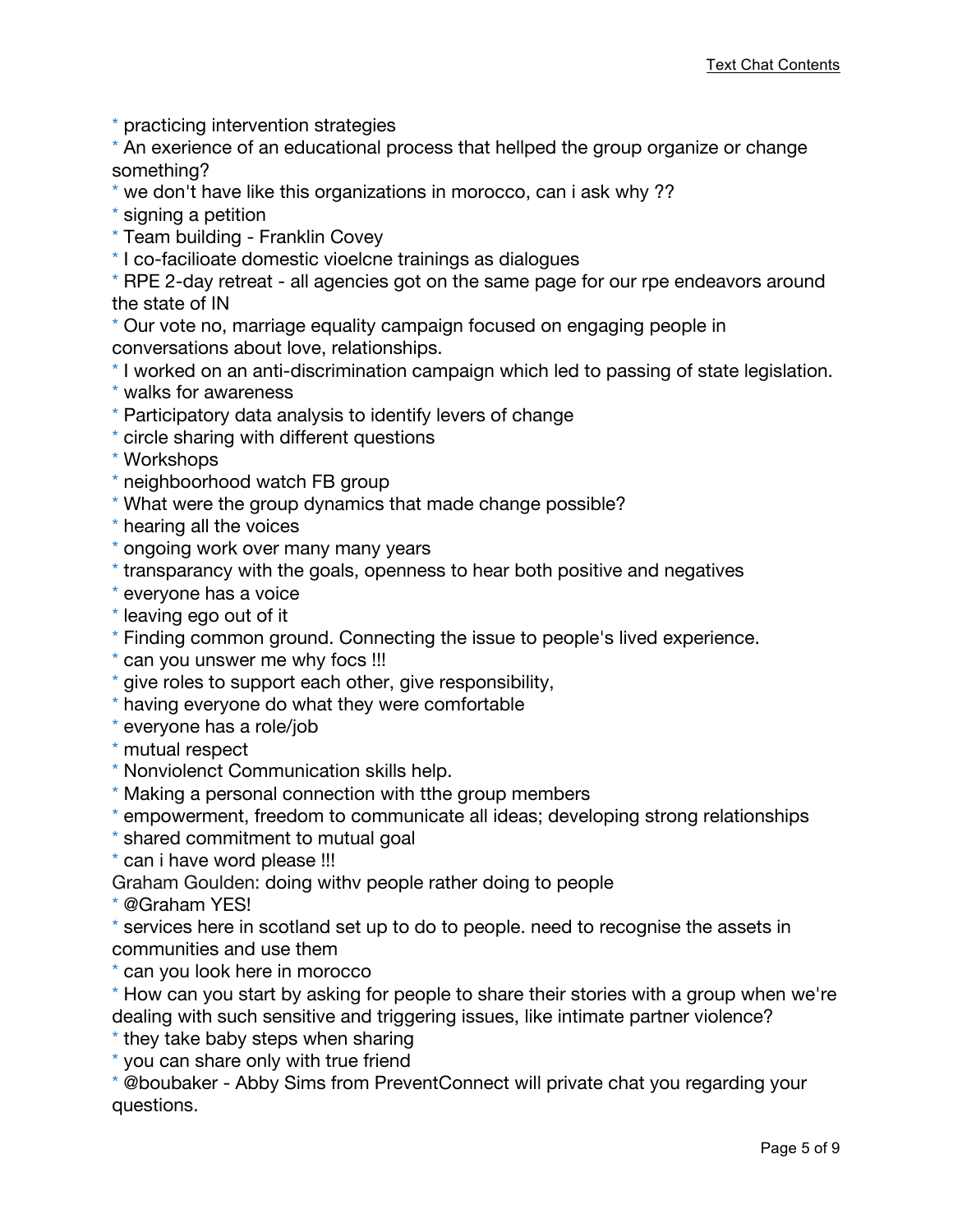* practicing intervention strategies
* An exerience of an educational process that hellped the group organize or change something?
* we don't have like this organizations in morocco, can i ask why ??
* signing a petition
* Team building - Franklin Covey
* I co-facilioate domestic vioelcne trainings as dialogues
* RPE 2-day retreat - all agencies got on the same page for our rpe endeavors around the state of IN
* Our vote no, marriage equality campaign focused on engaging people in conversations about love, relationships.
* I worked on an anti-discrimination campaign which led to passing of state legislation.
* walks for awareness
* Participatory data analysis to identify levers of change
* circle sharing with different questions
* Workshops
* neighboorhood watch FB group
* What were the group dynamics that made change possible?
* hearing all the voices
* ongoing work over many many years
* transparancy with the goals, openness to hear both positive and negatives
* everyone has a voice
* leaving ego out of it
* Finding common ground. Connecting the issue to people's lived experience.
* can you unswer me why focs !!!
* give roles to support each other, give responsibility,
* having everyone do what they were comfortable
* everyone has a role/job
* mutual respect
* Nonviolenct Communication skills help.
* Making a personal connection with tthe group members
* empowerment, freedom to communicate all ideas; developing strong relationships
* shared commitment to mutual goal
* can i have word please !!!

Graham Goulden: doing withv people rather doing to people
* @Graham YES!
* services here in scotland set up to do to people. need to recognise the assets in communities and use them
* can you look here in morocco
* How can you start by asking for people to share their stories with a group when we're dealing with such sensitive and triggering issues, like intimate partner violence?
* they take baby steps when sharing
* you can share only with true friend
* @boubaker - Abby Sims from PreventConnect will private chat you regarding your questions.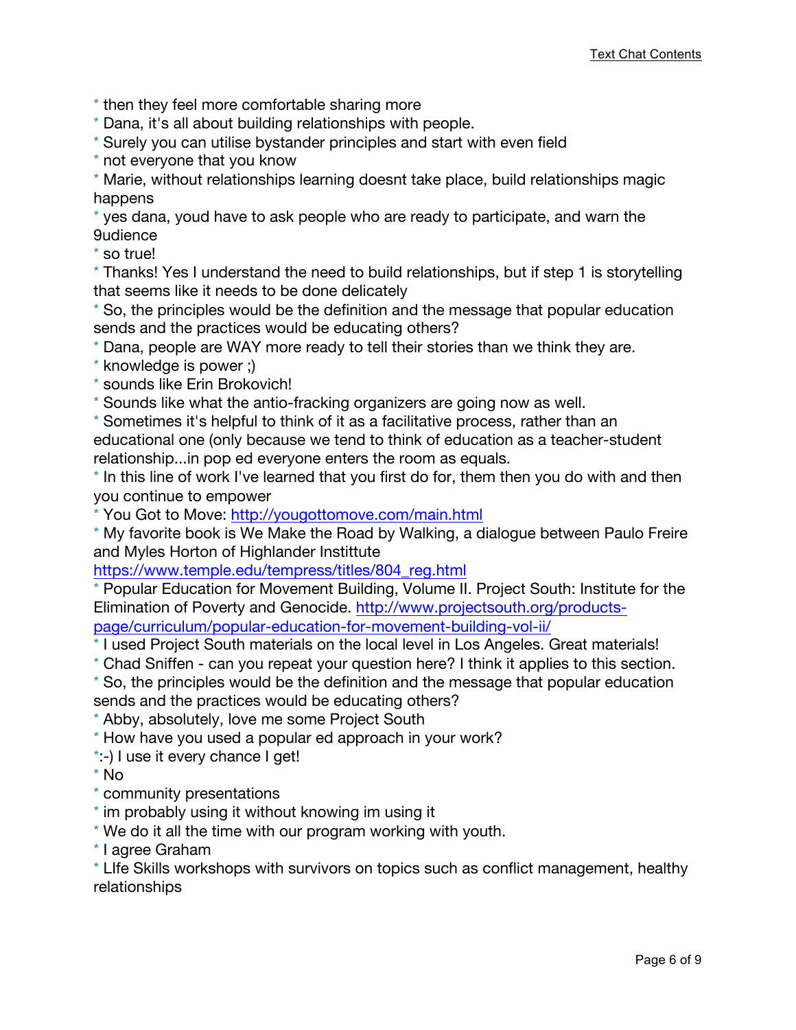* then they feel more comfortable sharing more
* Dana, it's all about building relationships with people.
* Surely you can utilise bystander principles and start with even field
* not everyone that you know
* Marie, without relationships learning doesnt take place, build relationships magic happens
* yes dana, youd have to ask people who are ready to participate, and warn the 9udience
* so true!
* Thanks! Yes I understand the need to build relationships, but if step 1 is storytelling that seems like it needs to be done delicately
* So, the principles would be the definition and the message that popular education sends and the practices would be educating others?
* Dana, people are WAY more ready to tell their stories than we think they are.
* knowledge is power ;)
* sounds like Erin Brokovich!
* Sounds like what the antio-fracking organizers are going now as well.
* Sometimes it's helpful to think of it as a facilitative process, rather than an educational one (only because we tend to think of education as a teacher-student relationship...in pop ed everyone enters the room as equals.
* In this line of work I've learned that you first do for, them then you do with and then you continue to empower
* You Got to Move: [http://yougottomove.com/main.html](http://yougottomove.com/main.html)
* My favorite book is We Make the Road by Walking, a dialogue between Paulo Freire and Myles Horton of Highlander Instittute [https://www.temple.edu/tempress/titles/804_reg.html](https://www.temple.edu/tempress/titles/804_reg.html)
* Popular Education for Movement Building, Volume II. Project South: Institute for the Elimination of Poverty and Genocide. [http://www.projectsouth.org/products-page/curriculum/popular-education-for-movement-building-vol-ii/](http://www.projectsouth.org/products-page/curriculum/popular-education-for-movement-building-vol-ii/)
* I used Project South materials on the local level in Los Angeles. Great materials!
* Chad Sniffen - can you repeat your question here? I think it applies to this section.
* So, the principles would be the definition and the message that popular education sends and the practices would be educating others?
* Abby, absolutely, love me some Project South
* How have you used a popular ed approach in your work?
*:-) I use it every chance I get!
* No
* community presentations
* im probably using it without knowing im using it
* We do it all the time with our program working with youth.
* I agree Graham
* LIfe Skills workshops with survivors on topics such as conflict management, healthy relationships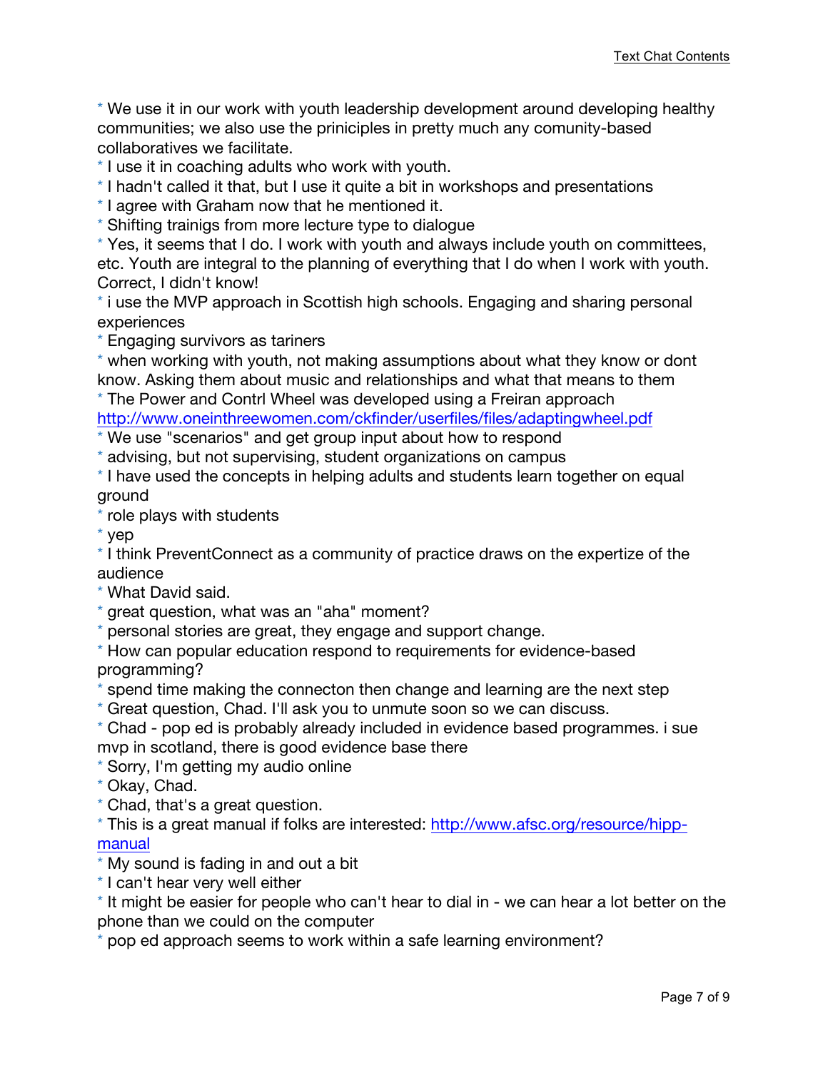* We use it in our work with youth leadership development around developing healthy communities; we also use the priniciples in pretty much any comunity-based collaboratives we facilitate.
* I use it in coaching adults who work with youth.
* I hadn't called it that, but I use it quite a bit in workshops and presentations
* I agree with Graham now that he mentioned it.
* Shifting trainigs from more lecture type to dialogue
* Yes, it seems that I do. I work with youth and always include youth on committees, etc. Youth are integral to the planning of everything that I do when I work with youth. Correct, I didn't know!
* i use the MVP approach in Scottish high schools. Engaging and sharing personal experiences
* Engaging survivors as tariners
* when working with youth, not making assumptions about what they know or dont know. Asking them about music and relationships and what that means to them
* The Power and Contrl Wheel was developed using a Freiran approach http://www.oneinthreewomen.com/ckfinder/userfiles/files/adaptingwheel.pdf
* We use "scenarios" and get group input about how to respond
* advising, but not supervising, student organizations on campus
* I have used the concepts in helping adults and students learn together on equal ground
* role plays with students
* yep
* I think PreventConnect as a community of practice draws on the expertize of the audience
* What David said.
* great question, what was an "aha" moment?
* personal stories are great, they engage and support change.
* How can popular education respond to requirements for evidence-based programming?
* spend time making the connecton then change and learning are the next step
* Great question, Chad. I'll ask you to unmute soon so we can discuss.
* Chad - pop ed is probably already included in evidence based programmes. i sue mvp in scotland, there is good evidence base there
* Sorry, I'm getting my audio online
* Okay, Chad.
* Chad, that's a great question.
* This is a great manual if folks are interested: http://www.afsc.org/resource/hipp-manual
* My sound is fading in and out a bit
* I can't hear very well either
* It might be easier for people who can't hear to dial in - we can hear a lot better on the phone than we could on the computer
* pop ed approach seems to work within a safe learning environment?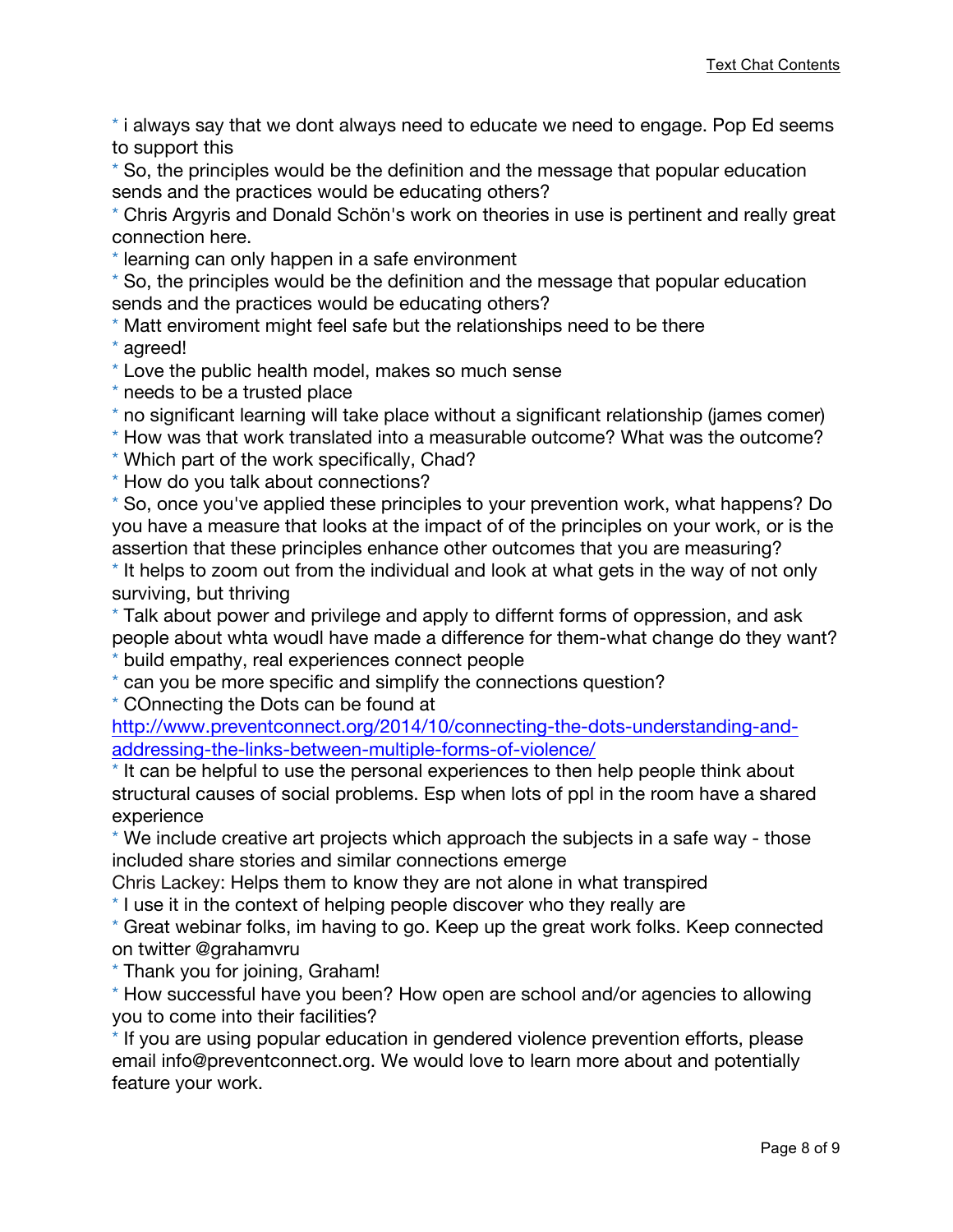* i always say that we dont always need to educate we need to engage. Pop Ed seems to support this
* So, the principles would be the definition and the message that popular education sends and the practices would be educating others?
* Chris Argyris and Donald Schön's work on theories in use is pertinent and really great connection here.
* learning can only happen in a safe environment
* So, the principles would be the definition and the message that popular education sends and the practices would be educating others?
* Matt enviroment might feel safe but the relationships need to be there
* agreed!
* Love the public health model, makes so much sense
* needs to be a trusted place
* no significant learning will take place without a significant relationship (james comer)
* How was that work translated into a measurable outcome? What was the outcome?
* Which part of the work specifically, Chad?
* How do you talk about connections?
* So, once you've applied these principles to your prevention work, what happens? Do you have a measure that looks at the impact of of the principles on your work, or is the assertion that these principles enhance other outcomes that you are measuring?
* It helps to zoom out from the individual and look at what gets in the way of not only surviving, but thriving
* Talk about power and privilege and apply to differnt forms of oppression, and ask people about whta woudl have made a difference for them-what change do they want?
* build empathy, real experiences connect people
* can you be more specific and simplify the connections question?
* COnnecting the Dots can be found at [http://www.preventconnect.org/2014/10/connecting-the-dots-understanding-and-addressing-the-links-between-multiple-forms-of-violence/](http://www.preventconnect.org/2014/10/connecting-the-dots-understanding-and-addressing-the-links-between-multiple-forms-of-violence/)
* It can be helpful to use the personal experiences to then help people think about structural causes of social problems. Esp when lots of ppl in the room have a shared experience
* We include creative art projects which approach the subjects in a safe way - those included share stories and similar connections emerge

Chris Lackey: Helps them to know they are not alone in what transpired
* I use it in the context of helping people discover who they really are
* Great webinar folks, im having to go. Keep up the great work folks. Keep connected on twitter @grahamvru
* Thank you for joining, Graham!
* How successful have you been? How open are school and/or agencies to allowing you to come into their facilities?
* If you are using popular education in gendered violence prevention efforts, please email info@preventconnect.org. We would love to learn more about and potentially feature your work.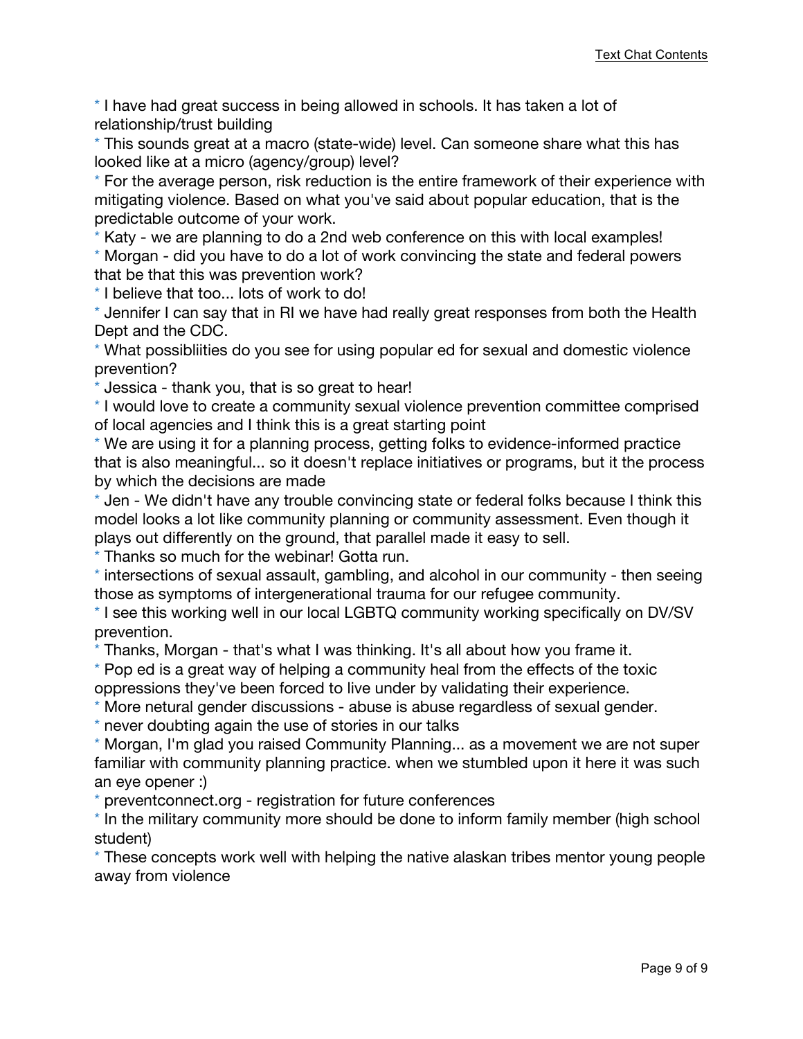* I have had great success in being allowed in schools. It has taken a lot of relationship/trust building
* This sounds great at a macro (state-wide) level. Can someone share what this has looked like at a micro (agency/group) level?
* For the average person, risk reduction is the entire framework of their experience with mitigating violence. Based on what you've said about popular education, that is the predictable outcome of your work.
* Katy - we are planning to do a 2nd web conference on this with local examples!
* Morgan - did you have to do a lot of work convincing the state and federal powers that be that this was prevention work?
* I believe that too... lots of work to do!
* Jennifer I can say that in RI we have had really great responses from both the Health Dept and the CDC.
* What possibliities do you see for using popular ed for sexual and domestic violence prevention?
* Jessica - thank you, that is so great to hear!
* I would love to create a community sexual violence prevention committee comprised of local agencies and I think this is a great starting point
* We are using it for a planning process, getting folks to evidence-informed practice that is also meaningful... so it doesn't replace initiatives or programs, but it the process by which the decisions are made
* Jen - We didn't have any trouble convincing state or federal folks because I think this model looks a lot like community planning or community assessment. Even though it plays out differently on the ground, that parallel made it easy to sell.
* Thanks so much for the webinar! Gotta run.
* intersections of sexual assault, gambling, and alcohol in our community - then seeing those as symptoms of intergenerational trauma for our refugee community.
* I see this working well in our local LGBTQ community working specifically on DV/SV prevention.
* Thanks, Morgan - that's what I was thinking. It's all about how you frame it.
* Pop ed is a great way of helping a community heal from the effects of the toxic oppressions they've been forced to live under by validating their experience.
* More netural gender discussions - abuse is abuse regardless of sexual gender.
* never doubting again the use of stories in our talks
* Morgan, I'm glad you raised Community Planning... as a movement we are not super familiar with community planning practice. when we stumbled upon it here it was such an eye opener :)
* preventconnect.org - registration for future conferences
* In the military community more should be done to inform family member (high school student)
* These concepts work well with helping the native alaskan tribes mentor young people away from violence